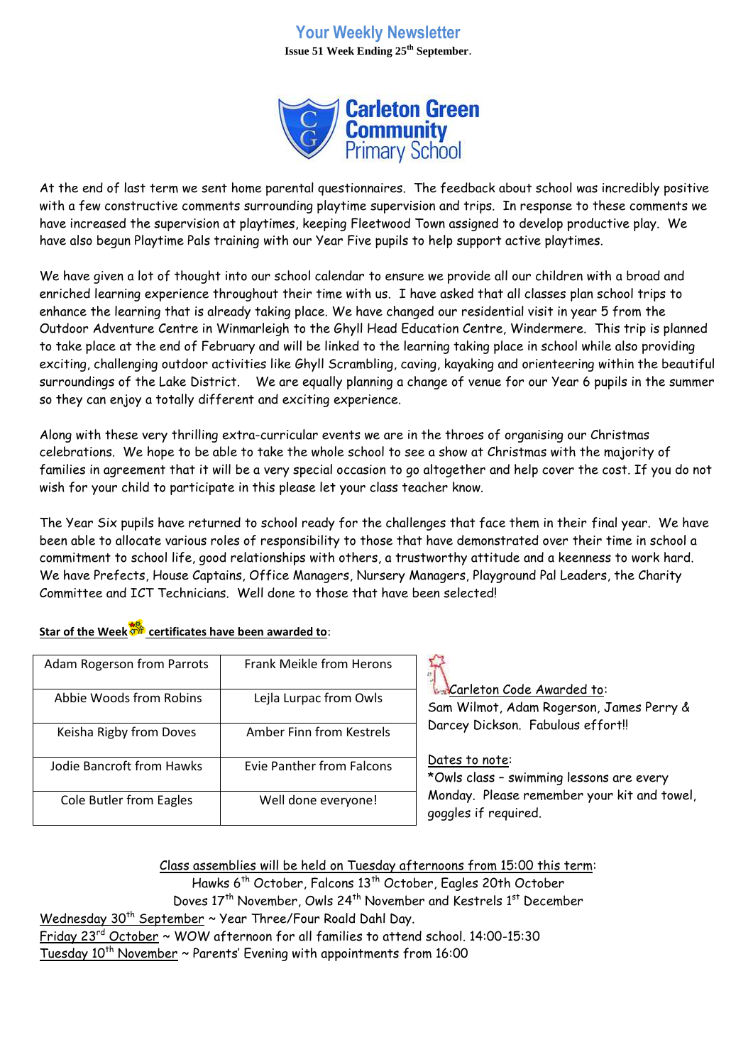# Your Weekly Newsletter

**Issue 51 Week Ending 25th September.**

**Carleton Green Community Primary School**

At the end of last term we sent home parental questionnaires. The feedback about school was incredibly positive with a few constructive comments surrounding playtime supervision and trips. In response to these comments we have increased the supervision at playtimes, keeping Fleetwood Town assigned to develop productive play. We have also begun Playtime Pals training with our Year Five pupils to help support active playtimes.

We have given a lot of thought into our school calendar to ensure we provide all our children with a broad and enriched learning experience throughout their time with us. I have asked that all classes plan school trips to enhance the learning that is already taking place. We have changed our residential visit in year 5 from the Outdoor Adventure Centre in Winmarleigh to the Ghyll Head Education Centre, Windermere. This trip is planned to take place at the end of February and will be linked to the learning taking place in school while also providing exciting, challenging outdoor activities like Ghyll Scrambling, caving, kayaking and orienteering within the beautiful surroundings of the Lake District. We are equally planning a change of venue for our Year 6 pupils in the summer so they can enjoy a totally different and exciting experience.

Along with these very thrilling extra-curricular events we are in the throes of organising our Christmas celebrations. We hope to be able to take the whole school to see a show at Christmas with the majority of families in agreement that it will be a very special occasion to go altogether and help cover the cost. If you do not wish for your child to participate in this please let your class teacher know.

The Year Six pupils have returned to school ready for the challenges that face them in their final year. We have been able to allocate various roles of responsibility to those that have demonstrated over their time in school a commitment to school life, good relationships with others, a trustworthy attitude and a keenness to work hard. We have Prefects, House Captains, Office Managers, Nursery Managers, Playground Pal Leaders, the Charity Committee and ICT Technicians. Well done to those that have been selected!

**Star of the Week certificates have been awarded to**:

| Adam Rogerson from Parrots | Frank Meikle from Herons |
|---|---|
| Abbie Woods from Robins | Lejla Lurpac from Owls |
| Keisha Rigby from Doves | Amber Finn from Kestrels |
| Jodie Bancroft from Hawks | Evie Panther from Falcons |
| Cole Butler from Eagles | Well done everyone! |

Carleton Code Awarded to: Sam Wilmot, Adam Rogerson, James Perry & Darcey Dickson. Fabulous effort!!

Dates to note:

*Owls class – swimming lessons are every Monday. Please remember your kit and towel, goggles if required.

Class assemblies will be held on Tuesday afternoons from 15:00 this term:
Hawks 6th October, Falcons 13th October, Eagles 20th October
Doves 17th November, Owls 24th November and Kestrels 1st December

Wednesday 30th September ~ Year Three/Four Roald Dahl Day.
Friday 23rd October ~ WOW afternoon for all families to attend school. 14:00-15:30
Tuesday 10th November ~ Parents' Evening with appointments from 16:00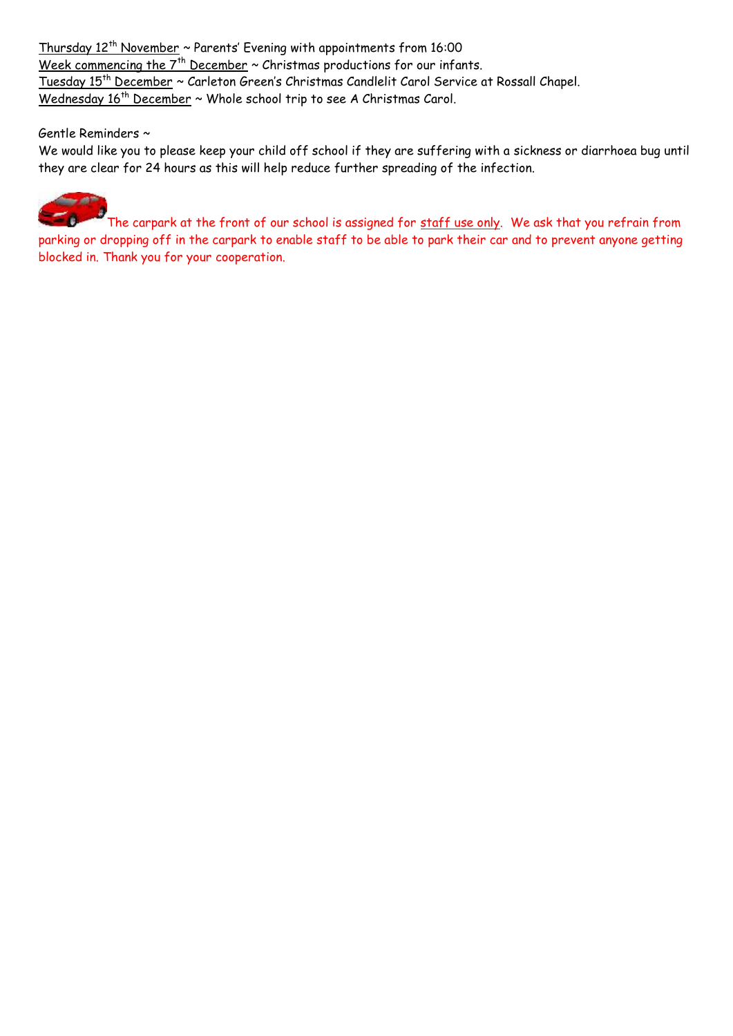Thursday 12th November ~ Parents' Evening with appointments from 16:00
Week commencing the 7th December ~ Christmas productions for our infants.
Tuesday 15th December ~ Carleton Green's Christmas Candlelit Carol Service at Rossall Chapel.
Wednesday 16th December ~ Whole school trip to see A Christmas Carol.

Gentle Reminders ~
We would like you to please keep your child off school if they are suffering with a sickness or diarrhoea bug until they are clear for 24 hours as this will help reduce further spreading of the infection.

The carpark at the front of our school is assigned for staff use only. We ask that you refrain from parking or dropping off in the carpark to enable staff to be able to park their car and to prevent anyone getting blocked in. Thank you for your cooperation.